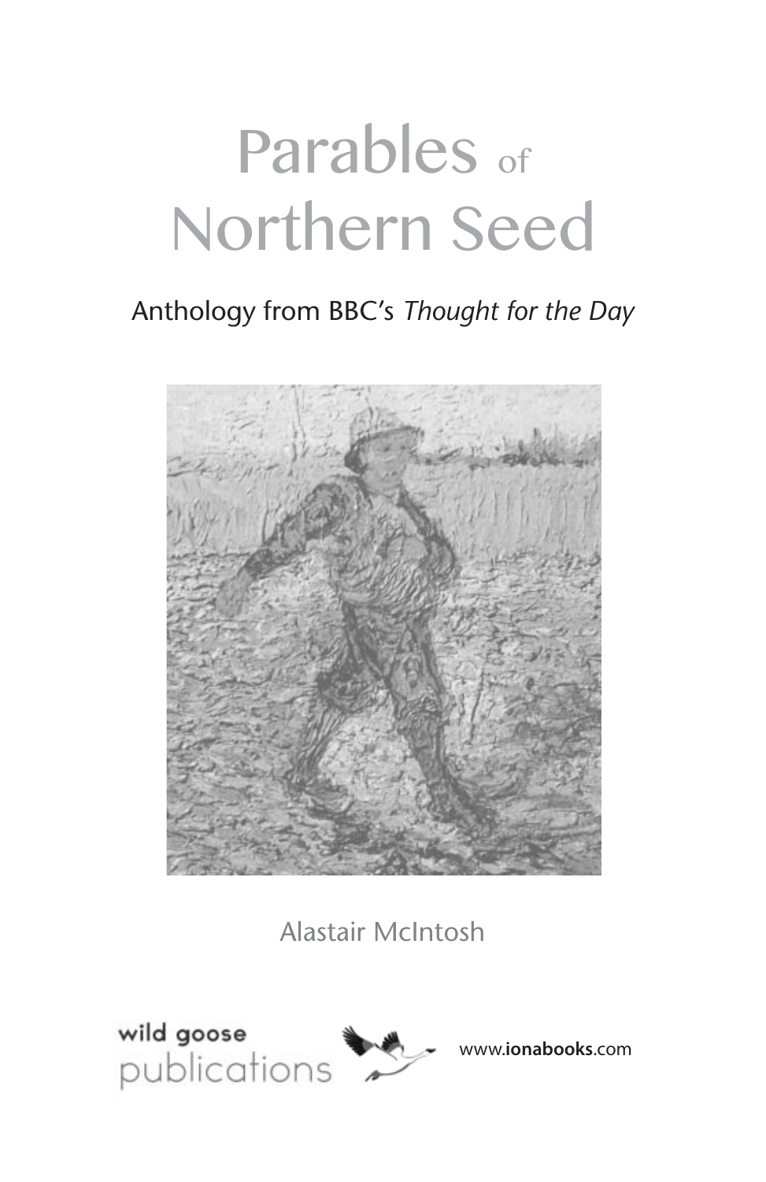# Parables of Northern Seed

Anthology from BBC's *Thought for the Day*

Alastair McIntosh

wild goose publications

www.**ionabooks**.com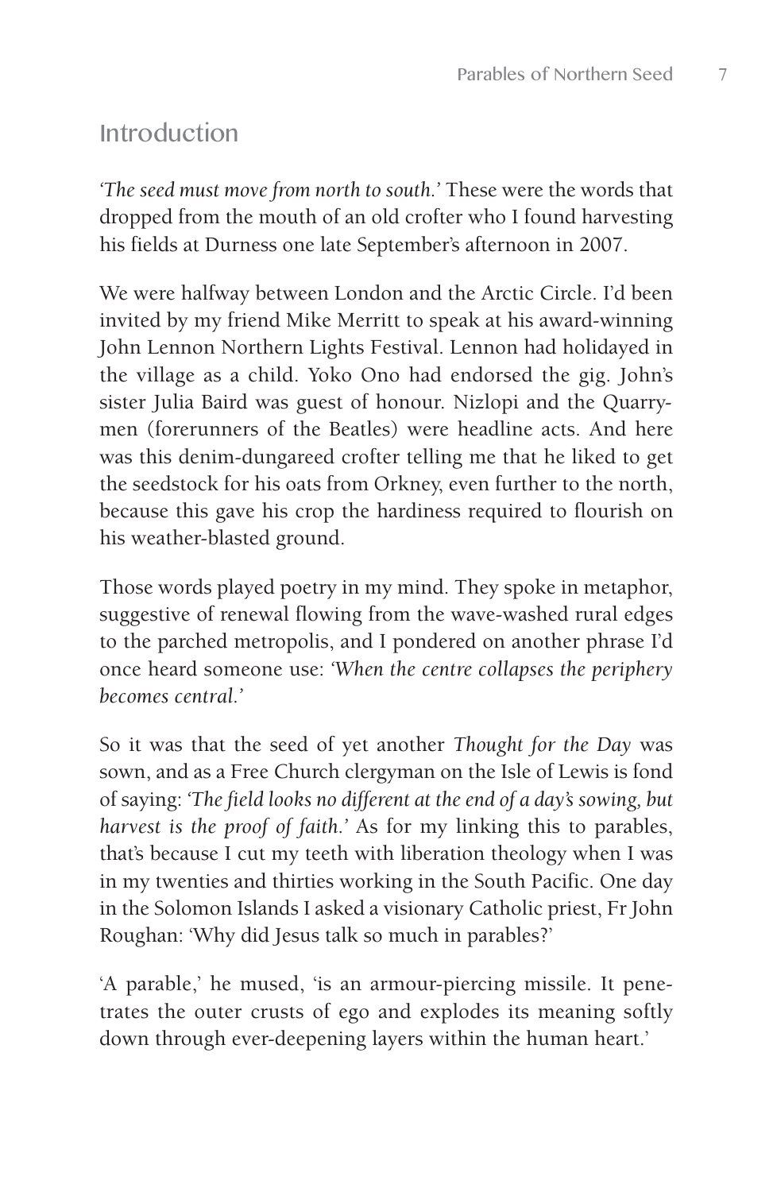## Introduction

*'The seed must move from north to south.'* These were the words that dropped from the mouth of an old crofter who I found harvesting his fields at Durness one late September's afternoon in 2007.

We were halfway between London and the Arctic Circle. I'd been invited by my friend Mike Merritt to speak at his award-winning John Lennon Northern Lights Festival. Lennon had holidayed in the village as a child. Yoko Ono had endorsed the gig. John's sister Julia Baird was guest of honour. Nizlopi and the Quarrymen (forerunners of the Beatles) were headline acts. And here was this denim-dungareed crofter telling me that he liked to get the seedstock for his oats from Orkney, even further to the north, because this gave his crop the hardiness required to flourish on his weather-blasted ground.

Those words played poetry in my mind. They spoke in metaphor, suggestive of renewal flowing from the wave-washed rural edges to the parched metropolis, and I pondered on another phrase I'd once heard someone use: *'When the centre collapses the periphery becomes central.'*

So it was that the seed of yet another *Thought for the Day* was sown, and as a Free Church clergyman on the Isle of Lewis is fond of saying: *'The field looks no different at the end of a day's sowing, but harvest is the proof of faith.'* As for my linking this to parables, that's because I cut my teeth with liberation theology when I was in my twenties and thirties working in the South Pacific. One day in the Solomon Islands I asked a visionary Catholic priest, Fr John Roughan: 'Why did Jesus talk so much in parables?'

'A parable,' he mused, 'is an armour-piercing missile. It penetrates the outer crusts of ego and explodes its meaning softly down through ever-deepening layers within the human heart.'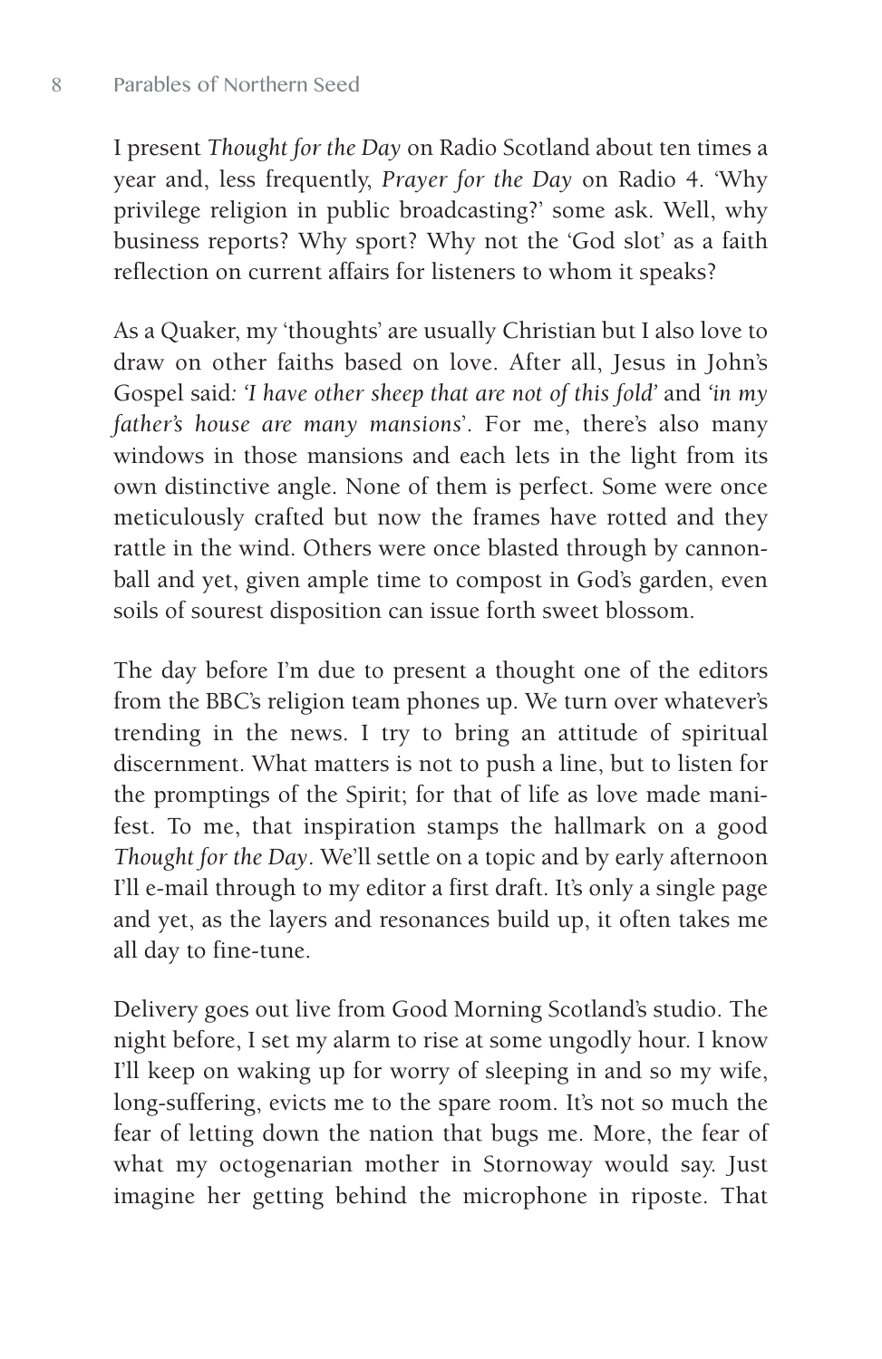I present *Thought for the Day* on Radio Scotland about ten times a year and, less frequently, *Prayer for the Day* on Radio 4. 'Why privilege religion in public broadcasting?' some ask. Well, why business reports? Why sport? Why not the 'God slot' as a faith reflection on current affairs for listeners to whom it speaks?

As a Quaker, my 'thoughts' are usually Christian but I also love to draw on other faiths based on love. After all, Jesus in John's Gospel said: *'I have other sheep that are not of this fold'* and *'in my father's house are many mansions'*. For me, there's also many windows in those mansions and each lets in the light from its own distinctive angle. None of them is perfect. Some were once meticulously crafted but now the frames have rotted and they rattle in the wind. Others were once blasted through by cannonball and yet, given ample time to compost in God's garden, even soils of sourest disposition can issue forth sweet blossom.

The day before I'm due to present a thought one of the editors from the BBC's religion team phones up. We turn over whatever's trending in the news. I try to bring an attitude of spiritual discernment. What matters is not to push a line, but to listen for the promptings of the Spirit; for that of life as love made manifest. To me, that inspiration stamps the hallmark on a good *Thought for the Day*. We'll settle on a topic and by early afternoon I'll e-mail through to my editor a first draft. It's only a single page and yet, as the layers and resonances build up, it often takes me all day to fine-tune.

Delivery goes out live from Good Morning Scotland's studio. The night before, I set my alarm to rise at some ungodly hour. I know I'll keep on waking up for worry of sleeping in and so my wife, long-suffering, evicts me to the spare room. It's not so much the fear of letting down the nation that bugs me. More, the fear of what my octogenarian mother in Stornoway would say. Just imagine her getting behind the microphone in riposte. That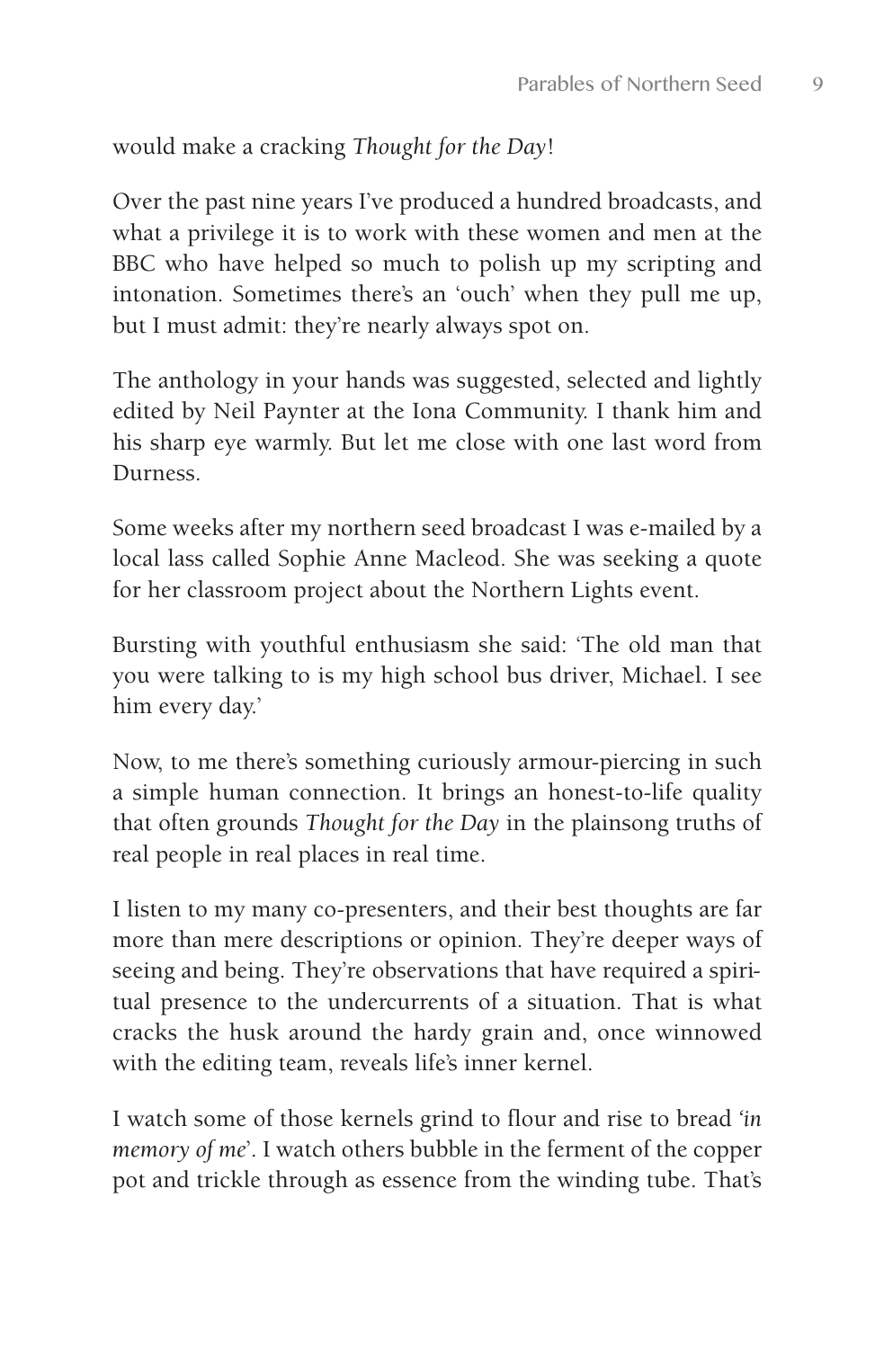would make a cracking *Thought for the Day*!

Over the past nine years I've produced a hundred broadcasts, and what a privilege it is to work with these women and men at the BBC who have helped so much to polish up my scripting and intonation. Sometimes there's an 'ouch' when they pull me up, but I must admit: they're nearly always spot on.

The anthology in your hands was suggested, selected and lightly edited by Neil Paynter at the Iona Community. I thank him and his sharp eye warmly. But let me close with one last word from Durness.

Some weeks after my northern seed broadcast I was e-mailed by a local lass called Sophie Anne Macleod. She was seeking a quote for her classroom project about the Northern Lights event.

Bursting with youthful enthusiasm she said: 'The old man that you were talking to is my high school bus driver, Michael. I see him every day.'

Now, to me there's something curiously armour-piercing in such a simple human connection. It brings an honest-to-life quality that often grounds *Thought for the Day* in the plainsong truths of real people in real places in real time.

I listen to my many co-presenters, and their best thoughts are far more than mere descriptions or opinion. They're deeper ways of seeing and being. They're observations that have required a spiritual presence to the undercurrents of a situation. That is what cracks the husk around the hardy grain and, once winnowed with the editing team, reveals life's inner kernel.

I watch some of those kernels grind to flour and rise to bread '*in memory of me*'. I watch others bubble in the ferment of the copper pot and trickle through as essence from the winding tube. That's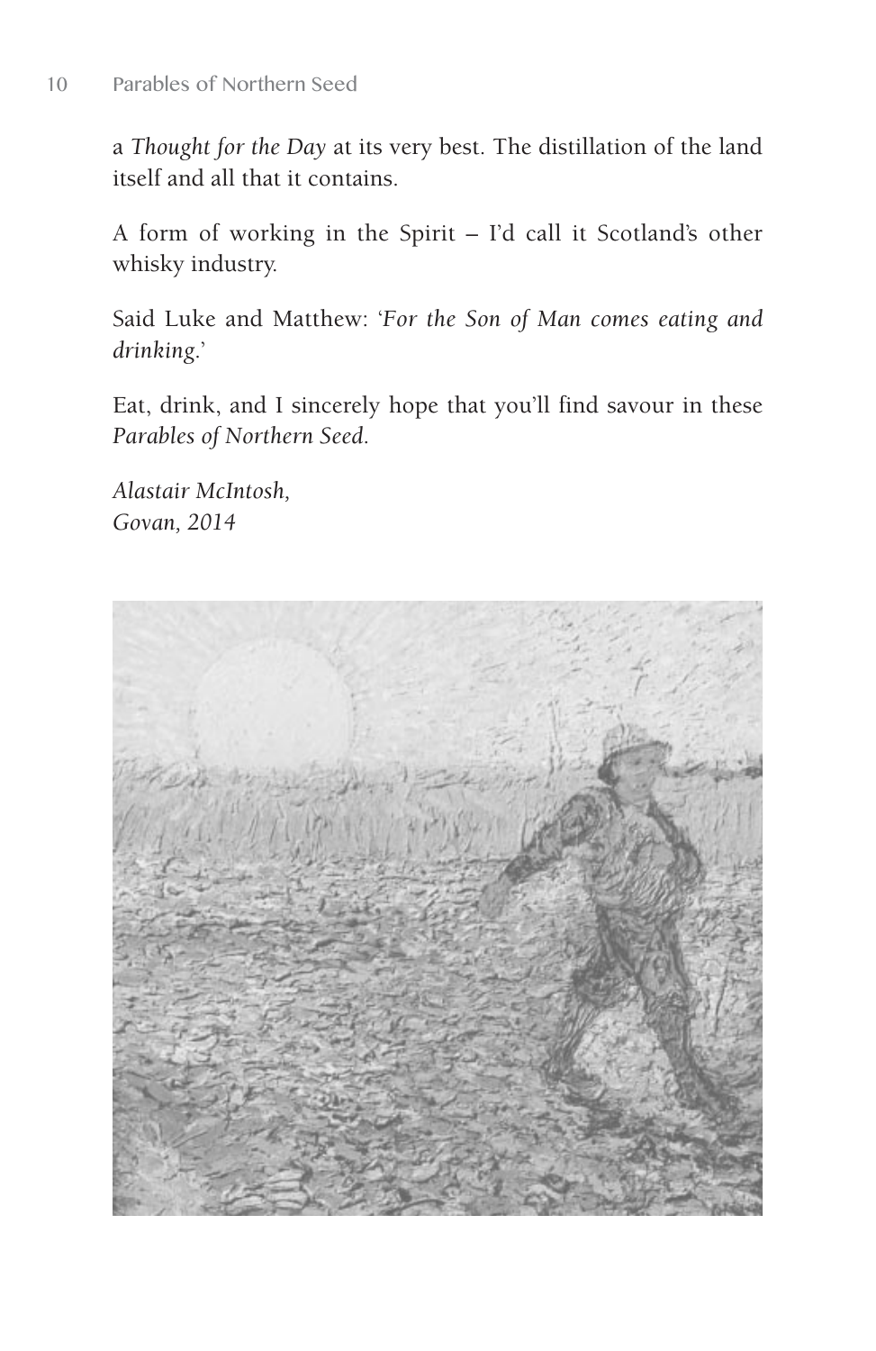a *Thought for the Day* at its very best. The distillation of the land itself and all that it contains.

A form of working in the Spirit – I'd call it Scotland's other whisky industry.

Said Luke and Matthew: '*For the Son of Man comes eating and drinking*.'

Eat, drink, and I sincerely hope that you'll find savour in these *Parables of Northern Seed*.

*Alastair McIntosh,*
*Govan, 2014*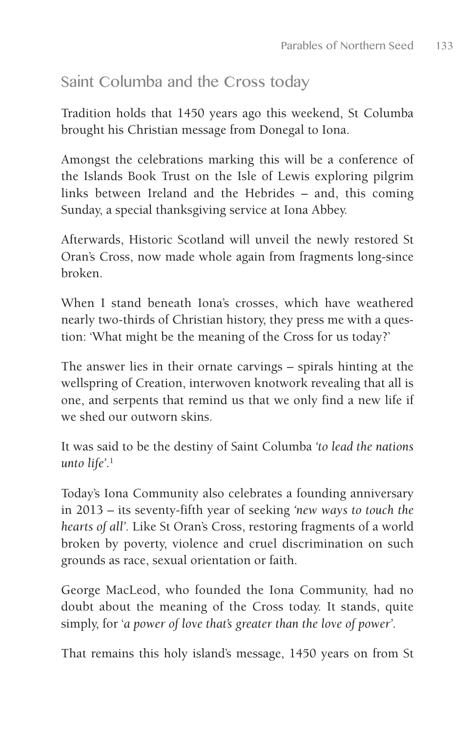## Saint Columba and the Cross today

Tradition holds that 1450 years ago this weekend, St Columba brought his Christian message from Donegal to Iona.

Amongst the celebrations marking this will be a conference of the Islands Book Trust on the Isle of Lewis exploring pilgrim links between Ireland and the Hebrides – and, this coming Sunday, a special thanksgiving service at Iona Abbey.

Afterwards, Historic Scotland will unveil the newly restored St Oran's Cross, now made whole again from fragments long-since broken.

When I stand beneath Iona's crosses, which have weathered nearly two-thirds of Christian history, they press me with a question: 'What might be the meaning of the Cross for us today?'

The answer lies in their ornate carvings – spirals hinting at the wellspring of Creation, interwoven knotwork revealing that all is one, and serpents that remind us that we only find a new life if we shed our outworn skins.

It was said to be the destiny of Saint Columba *'to lead the nations unto life'*.[1]

Today's Iona Community also celebrates a founding anniversary in 2013 – its seventy-fifth year of seeking *'new ways to touch the hearts of all'*. Like St Oran's Cross, restoring fragments of a world broken by poverty, violence and cruel discrimination on such grounds as race, sexual orientation or faith.

George MacLeod, who founded the Iona Community, had no doubt about the meaning of the Cross today. It stands, quite simply, for '*a power of love that's greater than the love of power*'.

That remains this holy island's message, 1450 years on from St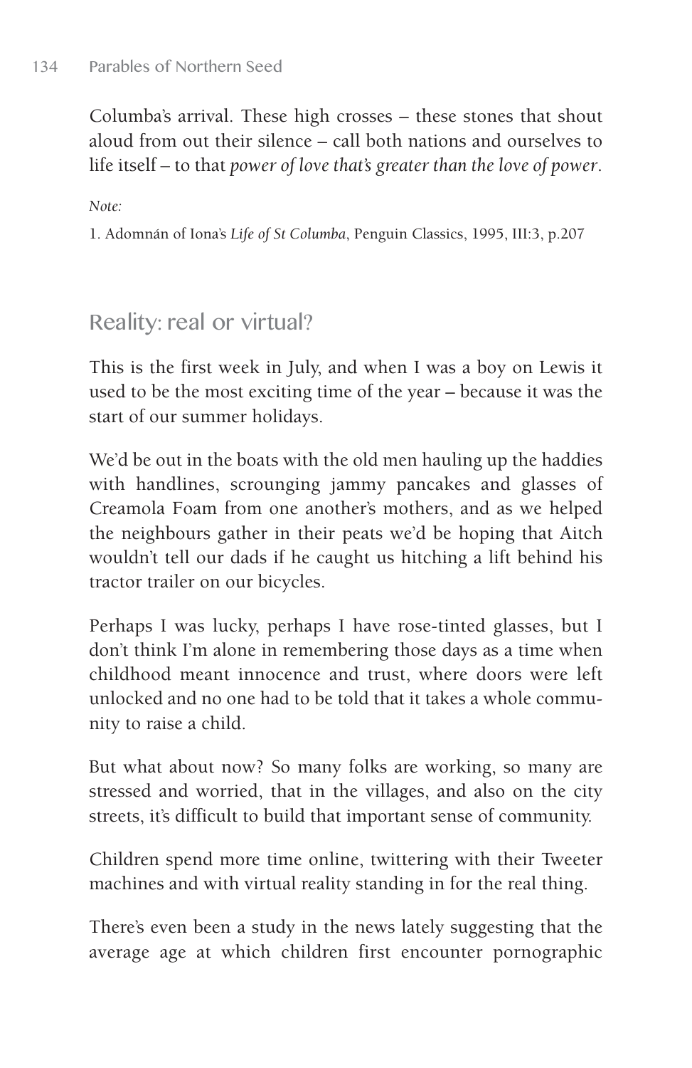Columba's arrival. These high crosses – these stones that shout aloud from out their silence – call both nations and ourselves to life itself – to that *power of love that's greater than the love of power*.

*Note:*

1. Adomnán of Iona's *Life of St Columba*, Penguin Classics, 1995, III:3, p.207

## Reality: real or virtual?

This is the first week in July, and when I was a boy on Lewis it used to be the most exciting time of the year – because it was the start of our summer holidays.

We'd be out in the boats with the old men hauling up the haddies with handlines, scrounging jammy pancakes and glasses of Creamola Foam from one another's mothers, and as we helped the neighbours gather in their peats we'd be hoping that Aitch wouldn't tell our dads if he caught us hitching a lift behind his tractor trailer on our bicycles.

Perhaps I was lucky, perhaps I have rose-tinted glasses, but I don't think I'm alone in remembering those days as a time when childhood meant innocence and trust, where doors were left unlocked and no one had to be told that it takes a whole community to raise a child.

But what about now? So many folks are working, so many are stressed and worried, that in the villages, and also on the city streets, it's difficult to build that important sense of community.

Children spend more time online, twittering with their Tweeter machines and with virtual reality standing in for the real thing.

There's even been a study in the news lately suggesting that the average age at which children first encounter pornographic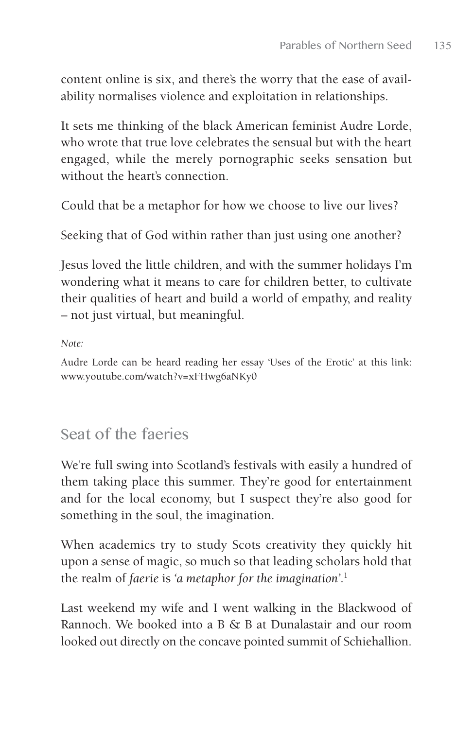content online is six, and there's the worry that the ease of availability normalises violence and exploitation in relationships.

It sets me thinking of the black American feminist Audre Lorde, who wrote that true love celebrates the sensual but with the heart engaged, while the merely pornographic seeks sensation but without the heart's connection.

Could that be a metaphor for how we choose to live our lives?

Seeking that of God within rather than just using one another?

Jesus loved the little children, and with the summer holidays I'm wondering what it means to care for children better, to cultivate their qualities of heart and build a world of empathy, and reality – not just virtual, but meaningful.

*Note:*

Audre Lorde can be heard reading her essay 'Uses of the Erotic' at this link: www.youtube.com/watch?v=xFHwg6aNKy0

## Seat of the faeries

We're full swing into Scotland's festivals with easily a hundred of them taking place this summer. They're good for entertainment and for the local economy, but I suspect they're also good for something in the soul, the imagination.

When academics try to study Scots creativity they quickly hit upon a sense of magic, so much so that leading scholars hold that the realm of *faerie* is *'a metaphor for the imagination'*.[1]

Last weekend my wife and I went walking in the Blackwood of Rannoch. We booked into a B & B at Dunalastair and our room looked out directly on the concave pointed summit of Schiehallion.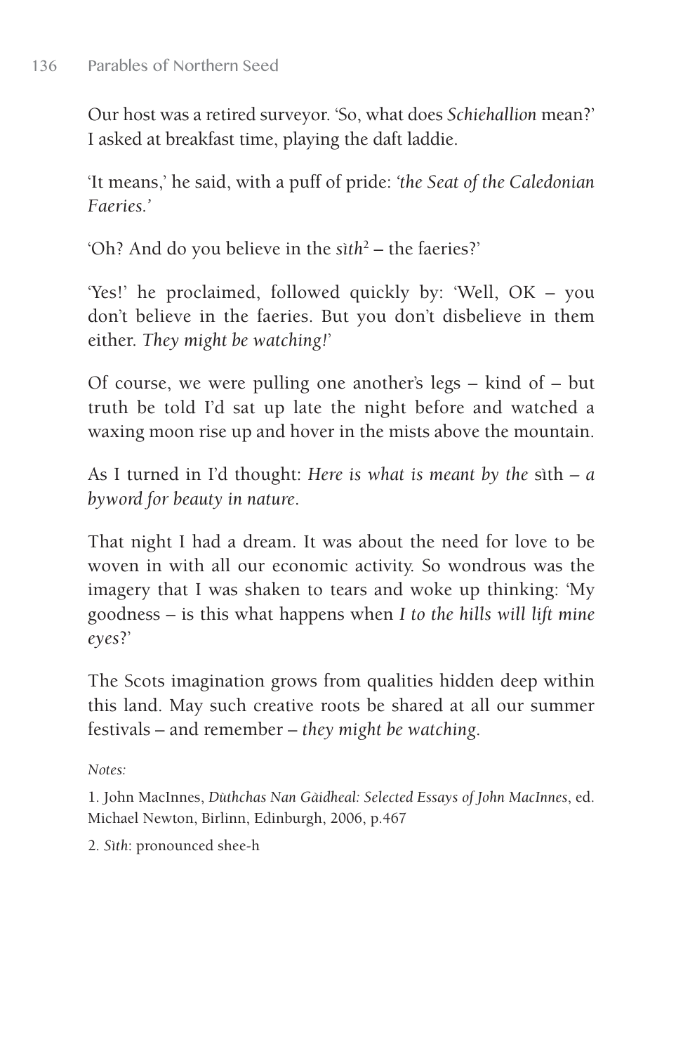Our host was a retired surveyor. 'So, what does *Schiehallion* mean?' I asked at breakfast time, playing the daft laddie.

'It means,' he said, with a puff of pride: *'the Seat of the Caledonian Faeries.'*

'Oh? And do you believe in the *sìth*[2] – the faeries?'

'Yes!' he proclaimed, followed quickly by: 'Well, OK – you don't believe in the faeries. But you don't disbelieve in them either. *They might be watching!*'

Of course, we were pulling one another's legs – kind of – but truth be told I'd sat up late the night before and watched a waxing moon rise up and hover in the mists above the mountain.

As I turned in I'd thought: *Here is what is meant by the* sìth *– a byword for beauty in nature*.

That night I had a dream. It was about the need for love to be woven in with all our economic activity. So wondrous was the imagery that I was shaken to tears and woke up thinking: 'My goodness – is this what happens when *I to the hills will lift mine eyes*?'

The Scots imagination grows from qualities hidden deep within this land. May such creative roots be shared at all our summer festivals – and remember – *they might be watching*.

*Notes:*

1. John MacInnes, *Dùthchas Nan Gàidheal: Selected Essays of John MacInnes*, ed. Michael Newton, Birlinn, Edinburgh, 2006, p.467

2. *Sìth*: pronounced shee-h